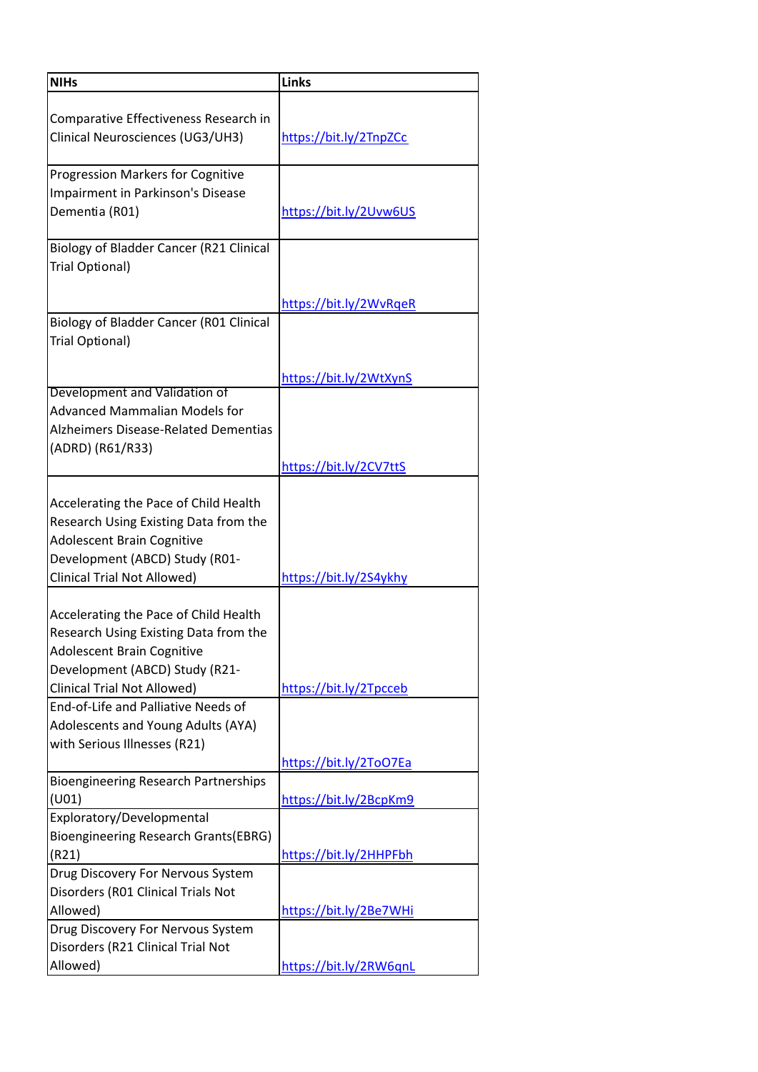| NIHs | Links |
|---|---|
| Comparative Effectiveness Research in Clinical Neurosciences (UG3/UH3) | https://bit.ly/2TnpZCc |
| Progression Markers for Cognitive Impairment in Parkinson's Disease Dementia (R01) | https://bit.ly/2Uvw6US |
| Biology of Bladder Cancer (R21 Clinical Trial Optional) | https://bit.ly/2WvRqeR |
| Biology of Bladder Cancer (R01 Clinical Trial Optional) | https://bit.ly/2WtXynS |
| Development and Validation of Advanced Mammalian Models for Alzheimers Disease-Related Dementias (ADRD) (R61/R33) | https://bit.ly/2CV7ttS |
| Accelerating the Pace of Child Health Research Using Existing Data from the Adolescent Brain Cognitive Development (ABCD) Study (R01-Clinical Trial Not Allowed) | https://bit.ly/2S4ykhy |
| Accelerating the Pace of Child Health Research Using Existing Data from the Adolescent Brain Cognitive Development (ABCD) Study (R21-Clinical Trial Not Allowed) | https://bit.ly/2Tpcceb |
| End-of-Life and Palliative Needs of Adolescents and Young Adults (AYA) with Serious Illnesses (R21) | https://bit.ly/2ToO7Ea |
| Bioengineering Research Partnerships (U01) | https://bit.ly/2BcpKm9 |
| Exploratory/Developmental Bioengineering Research Grants(EBRG) (R21) | https://bit.ly/2HHPFbh |
| Drug Discovery For Nervous System Disorders (R01 Clinical Trials Not Allowed) | https://bit.ly/2Be7WHi |
| Drug Discovery For Nervous System Disorders (R21 Clinical Trial Not Allowed) | https://bit.ly/2RW6qnL |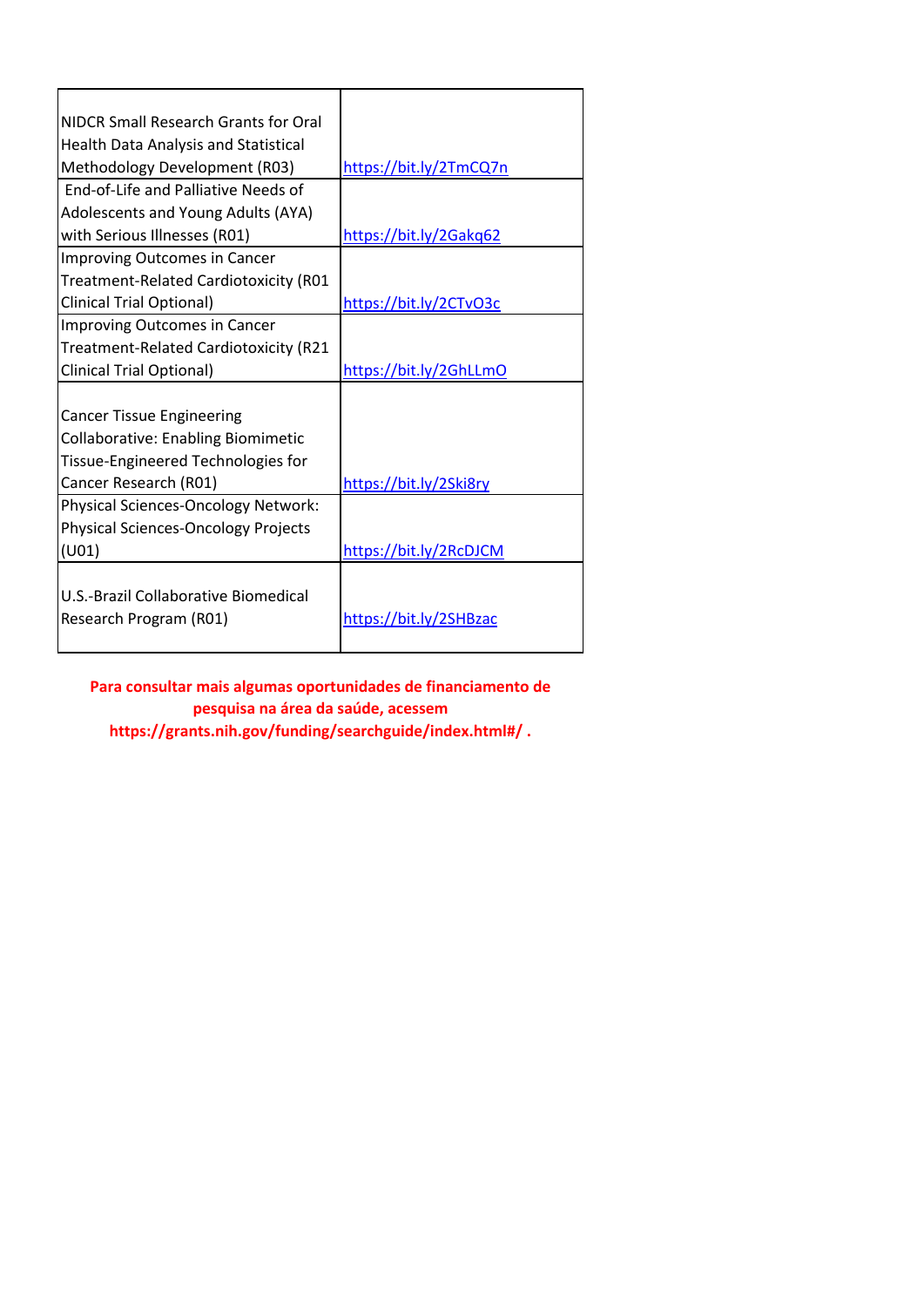| | |
|---|---|
| NIDCR Small Research Grants for Oral Health Data Analysis and Statistical Methodology Development (R03) | https://bit.ly/2TmCQ7n |
| End-of-Life and Palliative Needs of Adolescents and Young Adults (AYA) with Serious Illnesses (R01) | https://bit.ly/2Gakq62 |
| Improving Outcomes in Cancer Treatment-Related Cardiotoxicity (R01 Clinical Trial Optional) | https://bit.ly/2CTvO3c |
| Improving Outcomes in Cancer Treatment-Related Cardiotoxicity (R21 Clinical Trial Optional) | https://bit.ly/2GhLLmO |
| Cancer Tissue Engineering Collaborative: Enabling Biomimetic Tissue-Engineered Technologies for Cancer Research (R01) | https://bit.ly/2Ski8ry |
| Physical Sciences-Oncology Network: Physical Sciences-Oncology Projects (U01) | https://bit.ly/2RcDJCM |
| U.S.-Brazil Collaborative Biomedical Research Program (R01) | https://bit.ly/2SHBzac |

**Para consultar mais algumas oportunidades de financiamento de pesquisa na área da saúde, acessem https://grants.nih.gov/funding/searchguide/index.html#/ .**